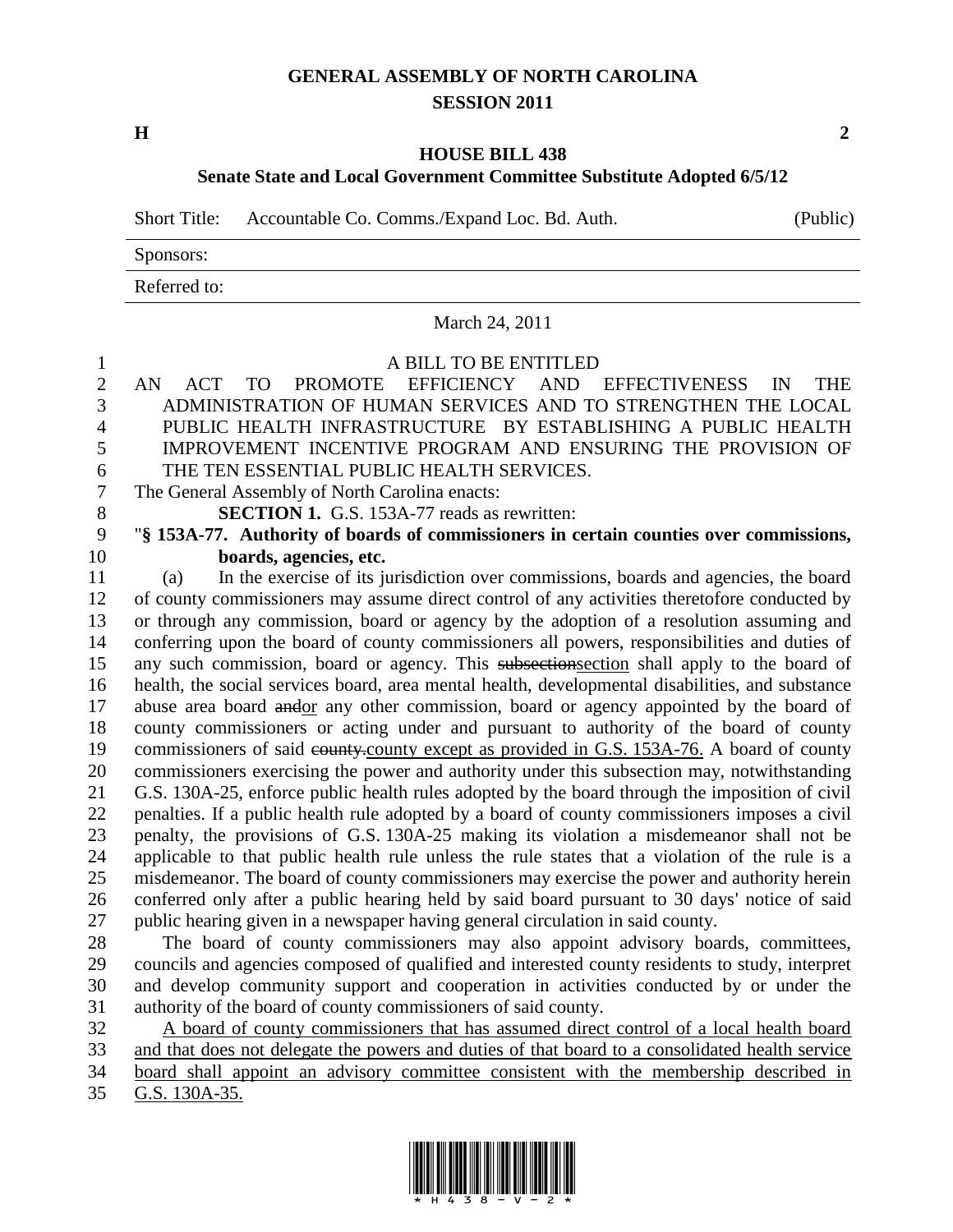# GENERAL ASSEMBLY OF NORTH CAROLINA
## SESSION 2011

**H** **2**

### HOUSE BILL 438
### Senate State and Local Government Committee Substitute Adopted 6/5/12

| Short Title: | Accountable Co. Comms./Expand Loc. Bd. Auth. | (Public) |
|---|---|---|
| Sponsors: | | |
| Referred to: | | |

March 24, 2011

A BILL TO BE ENTITLED

AN ACT TO PROMOTE EFFICIENCY AND EFFECTIVENESS IN THE ADMINISTRATION OF HUMAN SERVICES AND TO STRENGTHEN THE LOCAL PUBLIC HEALTH INFRASTRUCTURE BY ESTABLISHING A PUBLIC HEALTH IMPROVEMENT INCENTIVE PROGRAM AND ENSURING THE PROVISION OF THE TEN ESSENTIAL PUBLIC HEALTH SERVICES.

The General Assembly of North Carolina enacts:

**SECTION 1.** G.S. 153A-77 reads as rewritten:

"**§ 153A-77. Authority of boards of commissioners in certain counties over commissions, boards, agencies, etc.**

(a) In the exercise of its jurisdiction over commissions, boards and agencies, the board of county commissioners may assume direct control of any activities theretofore conducted by or through any commission, board or agency by the adoption of a resolution assuming and conferring upon the board of county commissioners all powers, responsibilities and duties of any such commission, board or agency. This ~~subsection~~<u>section</u> shall apply to the board of health, the social services board, area mental health, developmental disabilities, and substance abuse area board ~~and~~<u>or</u> any other commission, board or agency appointed by the board of county commissioners or acting under and pursuant to authority of the board of county commissioners of said ~~county.~~<u>county except as provided in G.S. 153A-76.</u> A board of county commissioners exercising the power and authority under this subsection may, notwithstanding G.S. 130A-25, enforce public health rules adopted by the board through the imposition of civil penalties. If a public health rule adopted by a board of county commissioners imposes a civil penalty, the provisions of G.S. 130A-25 making its violation a misdemeanor shall not be applicable to that public health rule unless the rule states that a violation of the rule is a misdemeanor. The board of county commissioners may exercise the power and authority herein conferred only after a public hearing held by said board pursuant to 30 days' notice of said public hearing given in a newspaper having general circulation in said county.

The board of county commissioners may also appoint advisory boards, committees, councils and agencies composed of qualified and interested county residents to study, interpret and develop community support and cooperation in activities conducted by or under the authority of the board of county commissioners of said county.

<u>A board of county commissioners that has assumed direct control of a local health board and that does not delegate the powers and duties of that board to a consolidated health service board shall appoint an advisory committee consistent with the membership described in G.S. 130A-35.</u>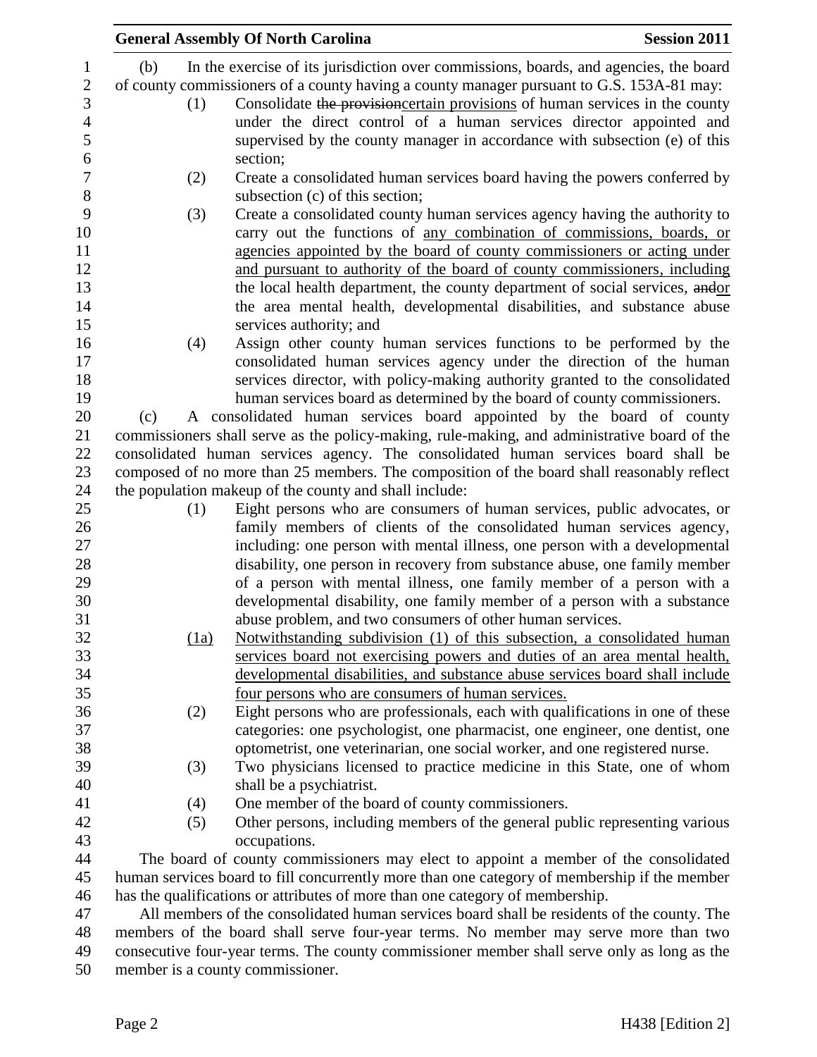(b) In the exercise of its jurisdiction over commissions, boards, and agencies, the board of county commissioners of a county having a county manager pursuant to G.S. 153A-81 may:

(1) Consolidate ~~the provision~~certain provisions of human services in the county under the direct control of a human services director appointed and supervised by the county manager in accordance with subsection (e) of this section;

(2) Create a consolidated human services board having the powers conferred by subsection (c) of this section;

(3) Create a consolidated county human services agency having the authority to carry out the functions of <u>any combination of commissions, boards, or agencies appointed by the board of county commissioners or acting under and pursuant to authority of the board of county commissioners, including</u> the local health department, the county department of social services, ~~and~~<u>or</u> the area mental health, developmental disabilities, and substance abuse services authority; and

(4) Assign other county human services functions to be performed by the consolidated human services agency under the direction of the human services director, with policy-making authority granted to the consolidated human services board as determined by the board of county commissioners.

(c) A consolidated human services board appointed by the board of county commissioners shall serve as the policy-making, rule-making, and administrative board of the consolidated human services agency. The consolidated human services board shall be composed of no more than 25 members. The composition of the board shall reasonably reflect the population makeup of the county and shall include:

(1) Eight persons who are consumers of human services, public advocates, or family members of clients of the consolidated human services agency, including: one person with mental illness, one person with a developmental disability, one person in recovery from substance abuse, one family member of a person with mental illness, one family member of a person with a developmental disability, one family member of a person with a substance abuse problem, and two consumers of other human services.

<u>(1a) Notwithstanding subdivision (1) of this subsection, a consolidated human services board not exercising powers and duties of an area mental health, developmental disabilities, and substance abuse services board shall include four persons who are consumers of human services.</u>

(2) Eight persons who are professionals, each with qualifications in one of these categories: one psychologist, one pharmacist, one engineer, one dentist, one optometrist, one veterinarian, one social worker, and one registered nurse.

(3) Two physicians licensed to practice medicine in this State, one of whom shall be a psychiatrist.

(4) One member of the board of county commissioners.

(5) Other persons, including members of the general public representing various occupations.

The board of county commissioners may elect to appoint a member of the consolidated human services board to fill concurrently more than one category of membership if the member has the qualifications or attributes of more than one category of membership.

All members of the consolidated human services board shall be residents of the county. The members of the board shall serve four-year terms. No member may serve more than two consecutive four-year terms. The county commissioner member shall serve only as long as the member is a county commissioner.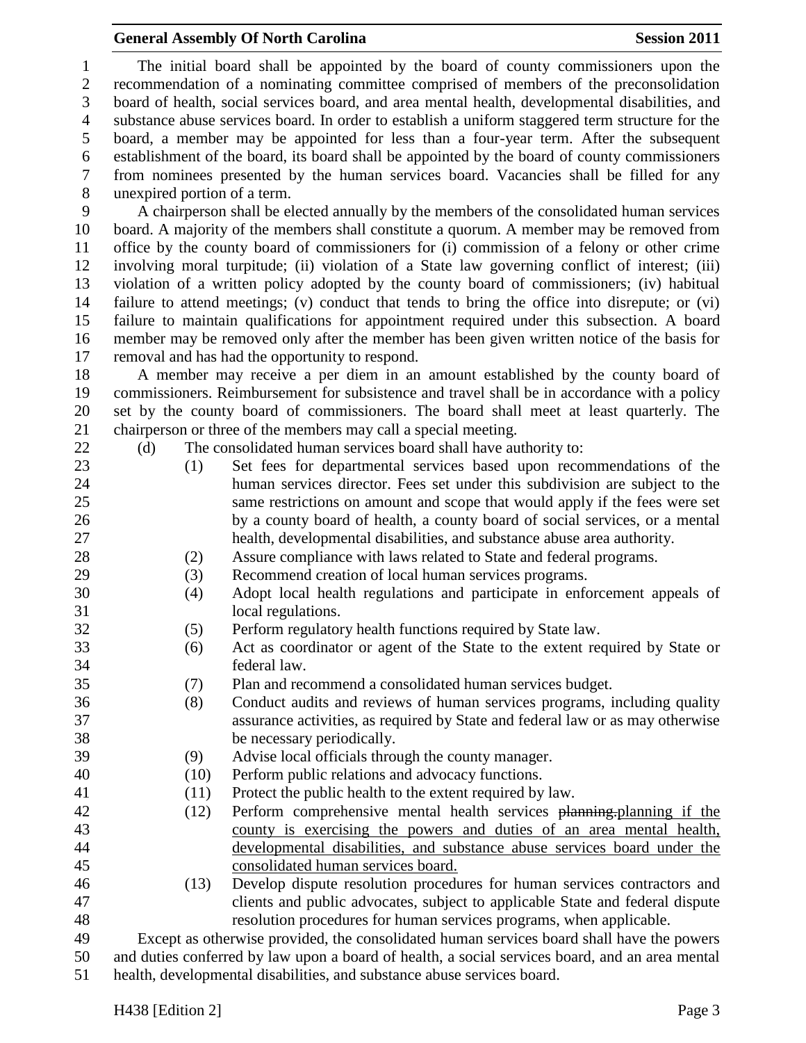The initial board shall be appointed by the board of county commissioners upon the recommendation of a nominating committee comprised of members of the preconsolidation board of health, social services board, and area mental health, developmental disabilities, and substance abuse services board. In order to establish a uniform staggered term structure for the board, a member may be appointed for less than a four-year term. After the subsequent establishment of the board, its board shall be appointed by the board of county commissioners from nominees presented by the human services board. Vacancies shall be filled for any unexpired portion of a term.

A chairperson shall be elected annually by the members of the consolidated human services board. A majority of the members shall constitute a quorum. A member may be removed from office by the county board of commissioners for (i) commission of a felony or other crime involving moral turpitude; (ii) violation of a State law governing conflict of interest; (iii) violation of a written policy adopted by the county board of commissioners; (iv) habitual failure to attend meetings; (v) conduct that tends to bring the office into disrepute; or (vi) failure to maintain qualifications for appointment required under this subsection. A board member may be removed only after the member has been given written notice of the basis for removal and has had the opportunity to respond.

A member may receive a per diem in an amount established by the county board of commissioners. Reimbursement for subsistence and travel shall be in accordance with a policy set by the county board of commissioners. The board shall meet at least quarterly. The chairperson or three of the members may call a special meeting.

(d) The consolidated human services board shall have authority to:

(1) Set fees for departmental services based upon recommendations of the human services director. Fees set under this subdivision are subject to the same restrictions on amount and scope that would apply if the fees were set by a county board of health, a county board of social services, or a mental health, developmental disabilities, and substance abuse area authority.

(2) Assure compliance with laws related to State and federal programs.

(3) Recommend creation of local human services programs.

(4) Adopt local health regulations and participate in enforcement appeals of local regulations.

(5) Perform regulatory health functions required by State law.

(6) Act as coordinator or agent of the State to the extent required by State or federal law.

(7) Plan and recommend a consolidated human services budget.

(8) Conduct audits and reviews of human services programs, including quality assurance activities, as required by State and federal law or as may otherwise be necessary periodically.

(9) Advise local officials through the county manager.

(10) Perform public relations and advocacy functions.

(11) Protect the public health to the extent required by law.

(12) Perform comprehensive mental health services ~~planning.~~planning if the county is exercising the powers and duties of an area mental health, developmental disabilities, and substance abuse services board under the consolidated human services board.

(13) Develop dispute resolution procedures for human services contractors and clients and public advocates, subject to applicable State and federal dispute resolution procedures for human services programs, when applicable.

Except as otherwise provided, the consolidated human services board shall have the powers and duties conferred by law upon a board of health, a social services board, and an area mental health, developmental disabilities, and substance abuse services board.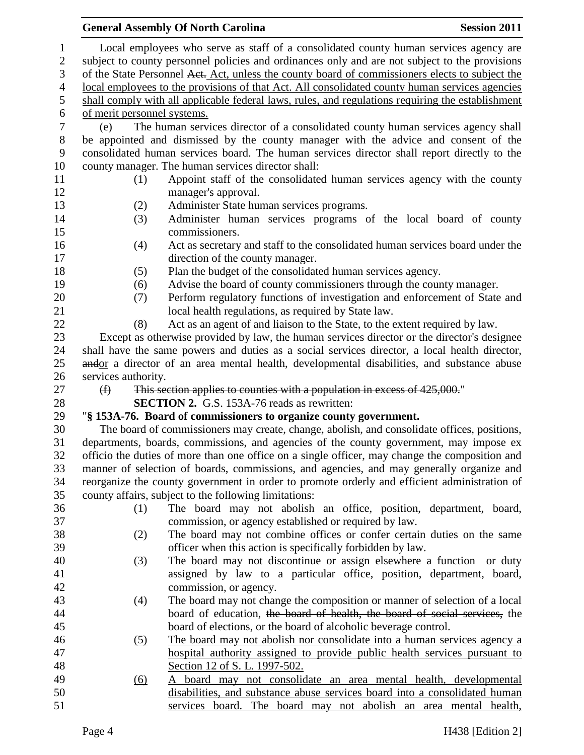Local employees who serve as staff of a consolidated county human services agency are subject to county personnel policies and ordinances only and are not subject to the provisions of the State Personnel ~~Act.~~ Act, unless the county board of commissioners elects to subject the local employees to the provisions of that Act. All consolidated county human services agencies shall comply with all applicable federal laws, rules, and regulations requiring the establishment of merit personnel systems.

(e) The human services director of a consolidated county human services agency shall be appointed and dismissed by the county manager with the advice and consent of the consolidated human services board. The human services director shall report directly to the county manager. The human services director shall:

(1) Appoint staff of the consolidated human services agency with the county manager's approval.
(2) Administer State human services programs.
(3) Administer human services programs of the local board of county commissioners.
(4) Act as secretary and staff to the consolidated human services board under the direction of the county manager.
(5) Plan the budget of the consolidated human services agency.
(6) Advise the board of county commissioners through the county manager.
(7) Perform regulatory functions of investigation and enforcement of State and local health regulations, as required by State law.
(8) Act as an agent of and liaison to the State, to the extent required by law.

Except as otherwise provided by law, the human services director or the director's designee shall have the same powers and duties as a social services director, a local health director, ~~and~~or a director of an area mental health, developmental disabilities, and substance abuse services authority.

~~(f) This section applies to counties with a population in excess of 425,000.~~"

**SECTION 2.** G.S. 153A-76 reads as rewritten:

"**§ 153A-76. Board of commissioners to organize county government.**

The board of commissioners may create, change, abolish, and consolidate offices, positions, departments, boards, commissions, and agencies of the county government, may impose ex officio the duties of more than one office on a single officer, may change the composition and manner of selection of boards, commissions, and agencies, and may generally organize and reorganize the county government in order to promote orderly and efficient administration of county affairs, subject to the following limitations:

(1) The board may not abolish an office, position, department, board, commission, or agency established or required by law.
(2) The board may not combine offices or confer certain duties on the same officer when this action is specifically forbidden by law.
(3) The board may not discontinue or assign elsewhere a function or duty assigned by law to a particular office, position, department, board, commission, or agency.
(4) The board may not change the composition or manner of selection of a local board of education, ~~the board of health, the board of social services,~~ the board of elections, or the board of alcoholic beverage control.
(5) The board may not abolish nor consolidate into a human services agency a hospital authority assigned to provide public health services pursuant to Section 12 of S. L. 1997-502.
(6) A board may not consolidate an area mental health, developmental disabilities, and substance abuse services board into a consolidated human services board. The board may not abolish an area mental health,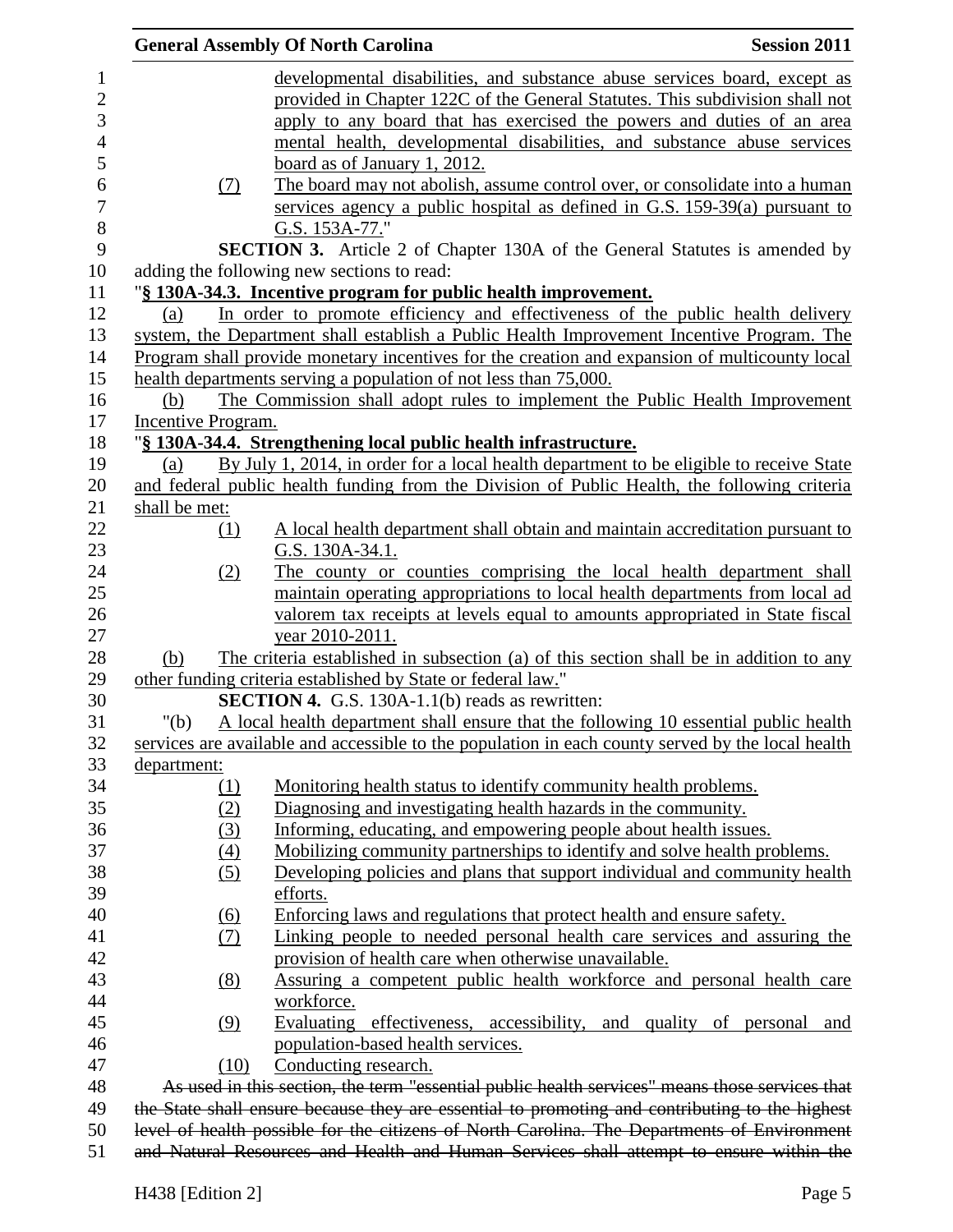developmental disabilities, and substance abuse services board, except as provided in Chapter 122C of the General Statutes. This subdivision shall not apply to any board that has exercised the powers and duties of an area mental health, developmental disabilities, and substance abuse services board as of January 1, 2012.

(7) The board may not abolish, assume control over, or consolidate into a human services agency a public hospital as defined in G.S. 159-39(a) pursuant to G.S. 153A-77."

**SECTION 3.** Article 2 of Chapter 130A of the General Statutes is amended by adding the following new sections to read:

"**§ 130A-34.3. Incentive program for public health improvement.**

(a) In order to promote efficiency and effectiveness of the public health delivery system, the Department shall establish a Public Health Improvement Incentive Program. The Program shall provide monetary incentives for the creation and expansion of multicounty local health departments serving a population of not less than 75,000.

(b) The Commission shall adopt rules to implement the Public Health Improvement Incentive Program.

"**§ 130A-34.4. Strengthening local public health infrastructure.**

(a) By July 1, 2014, in order for a local health department to be eligible to receive State and federal public health funding from the Division of Public Health, the following criteria shall be met:

(1) A local health department shall obtain and maintain accreditation pursuant to G.S. 130A-34.1.

(2) The county or counties comprising the local health department shall maintain operating appropriations to local health departments from local ad valorem tax receipts at levels equal to amounts appropriated in State fiscal year 2010-2011.

(b) The criteria established in subsection (a) of this section shall be in addition to any other funding criteria established by State or federal law."

**SECTION 4.** G.S. 130A-1.1(b) reads as rewritten:

"(b) A local health department shall ensure that the following 10 essential public health services are available and accessible to the population in each county served by the local health department:

(1) Monitoring health status to identify community health problems.

(2) Diagnosing and investigating health hazards in the community.

(3) Informing, educating, and empowering people about health issues.

(4) Mobilizing community partnerships to identify and solve health problems.

(5) Developing policies and plans that support individual and community health efforts.

(6) Enforcing laws and regulations that protect health and ensure safety.

(7) Linking people to needed personal health care services and assuring the provision of health care when otherwise unavailable.

(8) Assuring a competent public health workforce and personal health care workforce.

(9) Evaluating effectiveness, accessibility, and quality of personal and population-based health services.

(10) Conducting research.

~~As used in this section, the term "essential public health services" means those services that the State shall ensure because they are essential to promoting and contributing to the highest level of health possible for the citizens of North Carolina. The Departments of Environment and Natural Resources and Health and Human Services shall attempt to ensure within the~~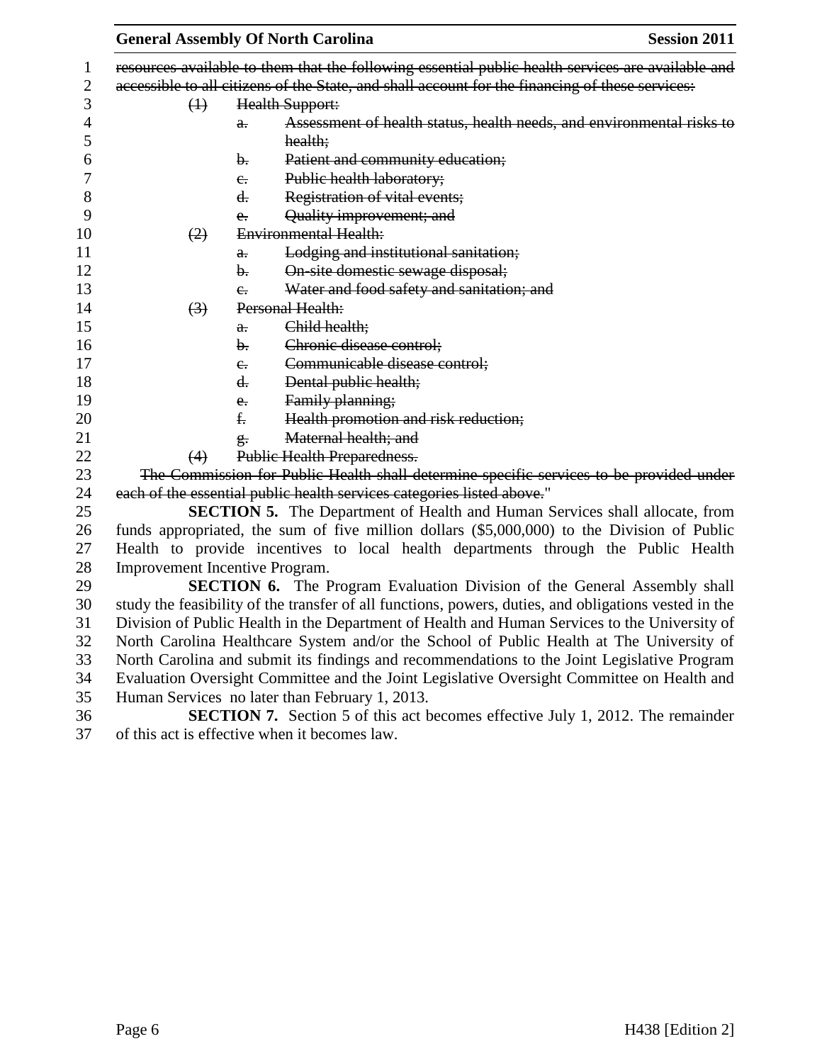~~resources available to them that the following essential public health services are available and accessible to all citizens of the State, and shall account for the financing of these services:~~

~~(1) Health Support:~~

~~a. Assessment of health status, health needs, and environmental risks to health;~~

~~b. Patient and community education;~~

~~c. Public health laboratory;~~

~~d. Registration of vital events;~~

~~e. Quality improvement; and~~

~~(2) Environmental Health:~~

~~a. Lodging and institutional sanitation;~~

~~b. On-site domestic sewage disposal;~~

~~c. Water and food safety and sanitation; and~~

~~(3) Personal Health:~~

~~a. Child health;~~

~~b. Chronic disease control;~~

~~c. Communicable disease control;~~

~~d. Dental public health;~~

~~e. Family planning;~~

~~f. Health promotion and risk reduction;~~

~~g. Maternal health; and~~

~~(4) Public Health Preparedness.~~

~~The Commission for Public Health shall determine specific services to be provided under each of the essential public health services categories listed above.~~"

**SECTION 5.** The Department of Health and Human Services shall allocate, from funds appropriated, the sum of five million dollars ($5,000,000) to the Division of Public Health to provide incentives to local health departments through the Public Health Improvement Incentive Program.

**SECTION 6.** The Program Evaluation Division of the General Assembly shall study the feasibility of the transfer of all functions, powers, duties, and obligations vested in the Division of Public Health in the Department of Health and Human Services to the University of North Carolina Healthcare System and/or the School of Public Health at The University of North Carolina and submit its findings and recommendations to the Joint Legislative Program Evaluation Oversight Committee and the Joint Legislative Oversight Committee on Health and Human Services no later than February 1, 2013.

**SECTION 7.** Section 5 of this act becomes effective July 1, 2012. The remainder of this act is effective when it becomes law.